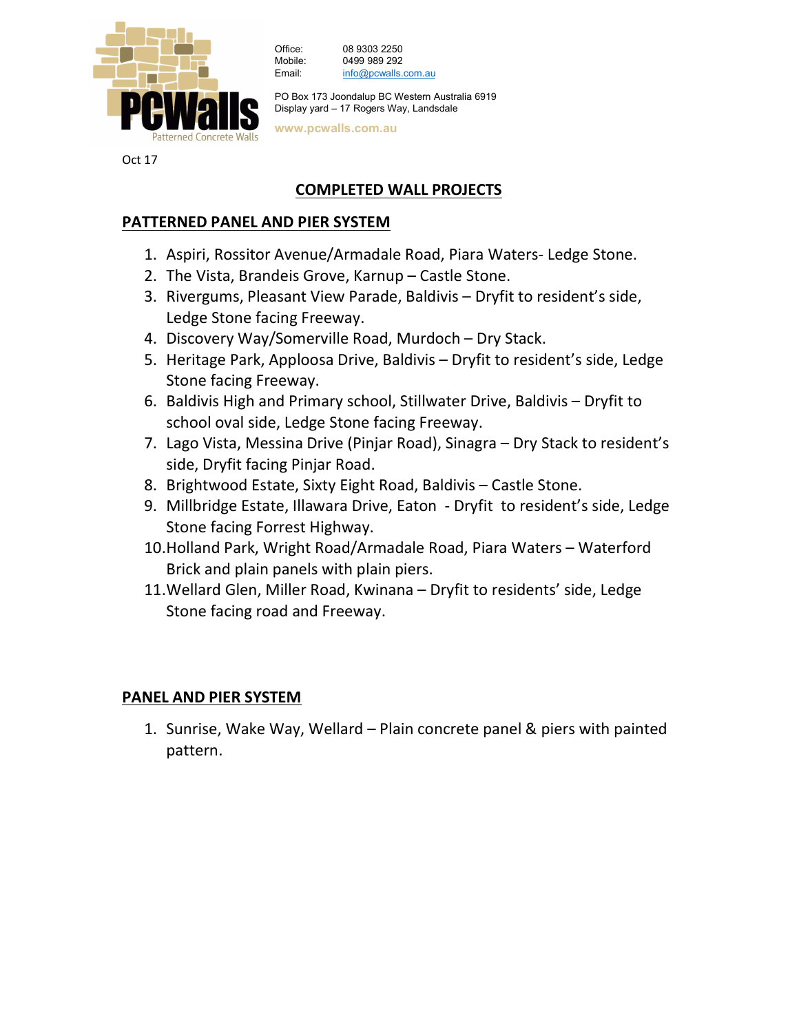PCWalls
Patterned Concrete Walls

Office: 08 9303 2250
Mobile: 0499 989 292
Email: info@pcwalls.com.au

PO Box 173 Joondalup BC Western Australia 6919
Display yard – 17 Rogers Way, Landsdale

www.pcwalls.com.au

Oct 17

# COMPLETED WALL PROJECTS

## PATTERNED PANEL AND PIER SYSTEM

1. Aspiri, Rossitor Avenue/Armadale Road, Piara Waters- Ledge Stone.
2. The Vista, Brandeis Grove, Karnup – Castle Stone.
3. Rivergums, Pleasant View Parade, Baldivis – Dryfit to resident's side, Ledge Stone facing Freeway.
4. Discovery Way/Somerville Road, Murdoch – Dry Stack.
5. Heritage Park, Apploosa Drive, Baldivis – Dryfit to resident's side, Ledge Stone facing Freeway.
6. Baldivis High and Primary school, Stillwater Drive, Baldivis – Dryfit to school oval side, Ledge Stone facing Freeway.
7. Lago Vista, Messina Drive (Pinjar Road), Sinagra – Dry Stack to resident's side, Dryfit facing Pinjar Road.
8. Brightwood Estate, Sixty Eight Road, Baldivis – Castle Stone.
9. Millbridge Estate, Illawara Drive, Eaton - Dryfit to resident's side, Ledge Stone facing Forrest Highway.
10. Holland Park, Wright Road/Armadale Road, Piara Waters – Waterford Brick and plain panels with plain piers.
11. Wellard Glen, Miller Road, Kwinana – Dryfit to residents' side, Ledge Stone facing road and Freeway.

## PANEL AND PIER SYSTEM

1. Sunrise, Wake Way, Wellard – Plain concrete panel & piers with painted pattern.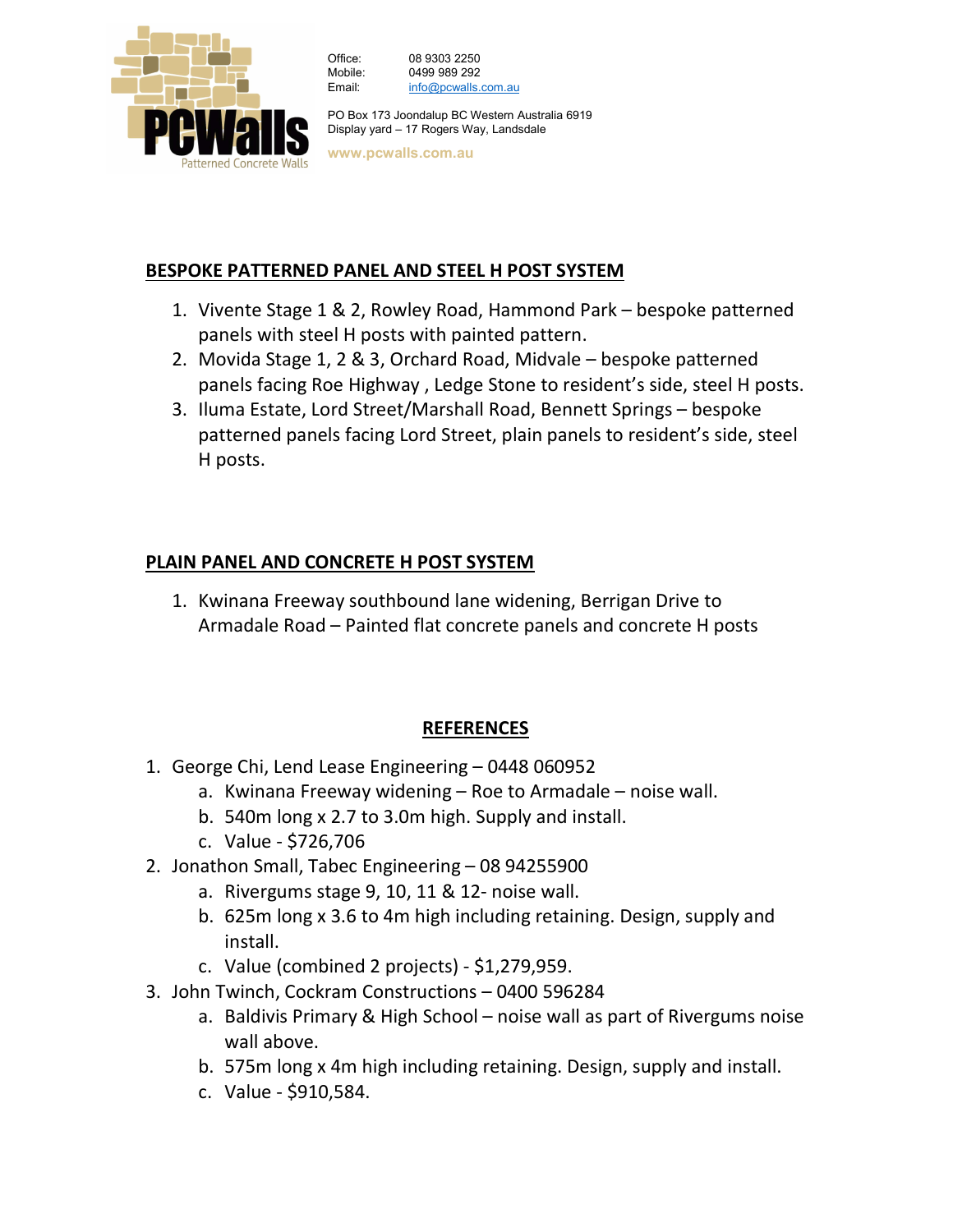Office: 08 9303 2250
Mobile: 0499 989 292
Email: info@pcwalls.com.au

PO Box 173 Joondalup BC Western Australia 6919
Display yard – 17 Rogers Way, Landsdale

www.pcwalls.com.au

## BESPOKE PATTERNED PANEL AND STEEL H POST SYSTEM

1. Vivente Stage 1 & 2, Rowley Road, Hammond Park – bespoke patterned panels with steel H posts with painted pattern.
2. Movida Stage 1, 2 & 3, Orchard Road, Midvale – bespoke patterned panels facing Roe Highway , Ledge Stone to resident's side, steel H posts.
3. Iluma Estate, Lord Street/Marshall Road, Bennett Springs – bespoke patterned panels facing Lord Street, plain panels to resident's side, steel H posts.

## PLAIN PANEL AND CONCRETE H POST SYSTEM

1. Kwinana Freeway southbound lane widening, Berrigan Drive to Armadale Road – Painted flat concrete panels and concrete H posts

## REFERENCES

1. George Chi, Lend Lease Engineering – 0448 060952
   a. Kwinana Freeway widening – Roe to Armadale – noise wall.
   b. 540m long x 2.7 to 3.0m high. Supply and install.
   c. Value - $726,706
2. Jonathon Small, Tabec Engineering – 08 94255900
   a. Rivergums stage 9, 10, 11 & 12- noise wall.
   b. 625m long x 3.6 to 4m high including retaining. Design, supply and install.
   c. Value (combined 2 projects) - $1,279,959.
3. John Twinch, Cockram Constructions – 0400 596284
   a. Baldivis Primary & High School – noise wall as part of Rivergums noise wall above.
   b. 575m long x 4m high including retaining. Design, supply and install.
   c. Value - $910,584.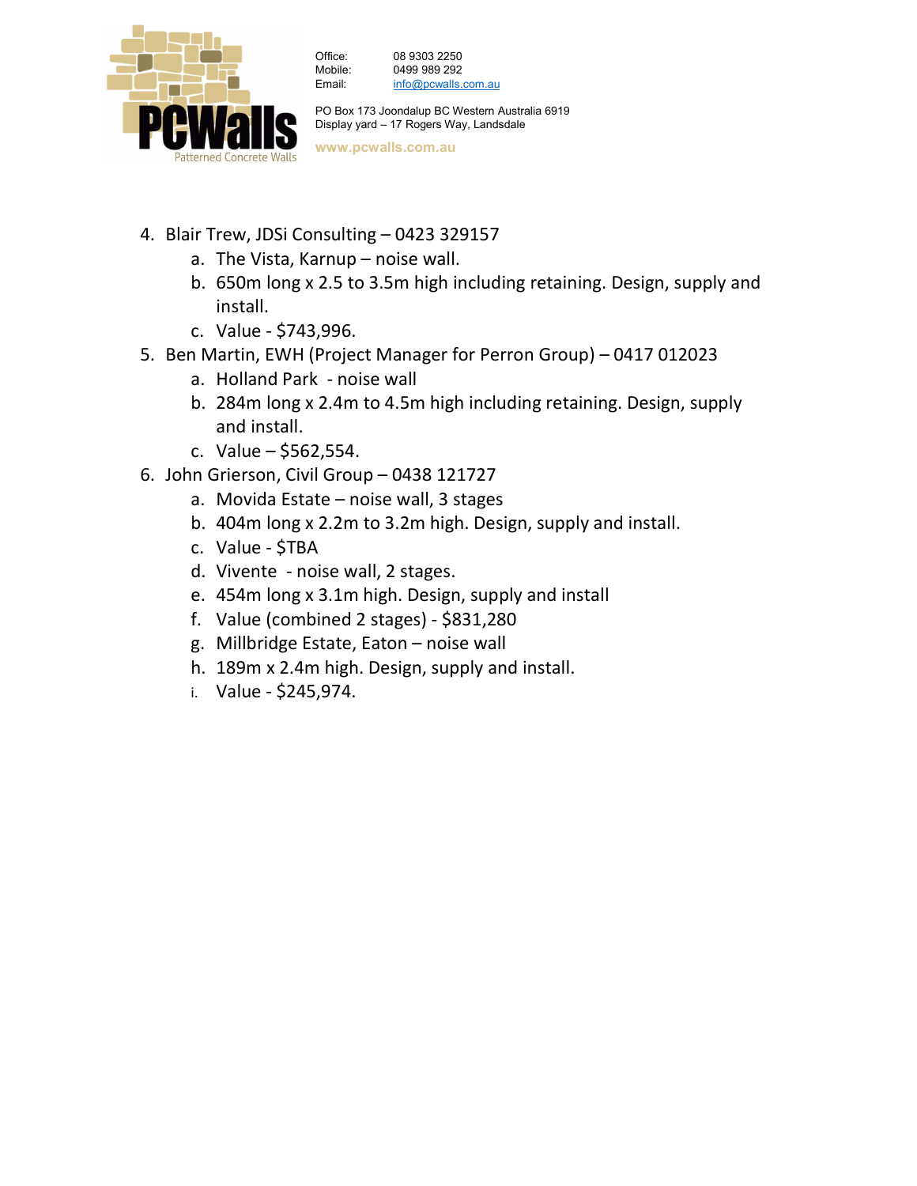Office: 08 9303 2250
Mobile: 0499 989 292
Email: info@pcwalls.com.au

PO Box 173 Joondalup BC Western Australia 6919
Display yard – 17 Rogers Way, Landsdale

www.pcwalls.com.au

4. Blair Trew, JDSi Consulting – 0423 329157
   a. The Vista, Karnup – noise wall.
   b. 650m long x 2.5 to 3.5m high including retaining. Design, supply and install.
   c. Value - $743,996.
5. Ben Martin, EWH (Project Manager for Perron Group) – 0417 012023
   a. Holland Park - noise wall
   b. 284m long x 2.4m to 4.5m high including retaining. Design, supply and install.
   c. Value – $562,554.
6. John Grierson, Civil Group – 0438 121727
   a. Movida Estate – noise wall, 3 stages
   b. 404m long x 2.2m to 3.2m high. Design, supply and install.
   c. Value - $TBA
   d. Vivente - noise wall, 2 stages.
   e. 454m long x 3.1m high. Design, supply and install
   f. Value (combined 2 stages) - $831,280
   g. Millbridge Estate, Eaton – noise wall
   h. 189m x 2.4m high. Design, supply and install.
   i. Value - $245,974.